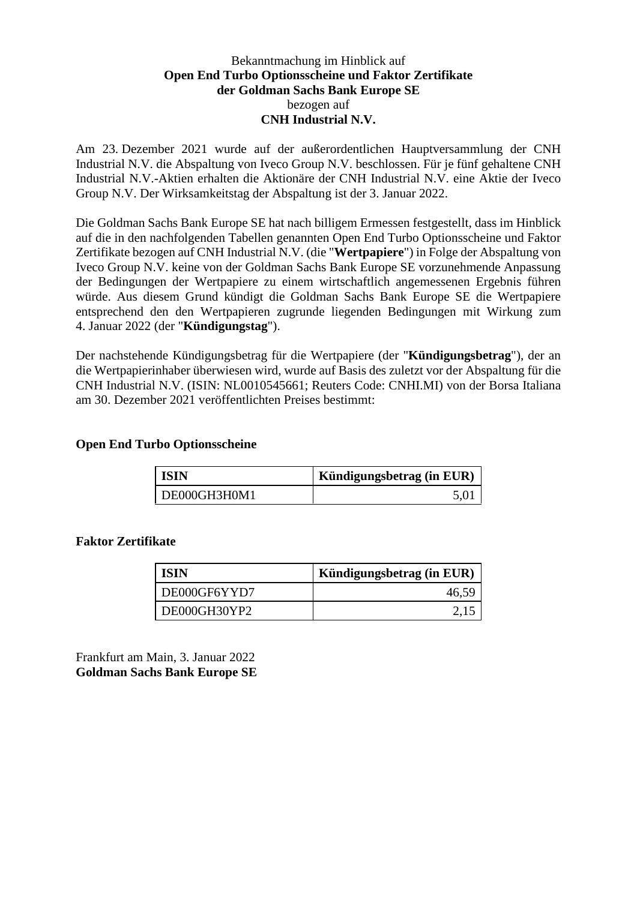Bekanntmachung im Hinblick auf
**Open End Turbo Optionsscheine und Faktor Zertifikate**
**der Goldman Sachs Bank Europe SE**
bezogen auf
**CNH Industrial N.V.**

Am 23. Dezember 2021 wurde auf der außerordentlichen Hauptversammlung der CNH Industrial N.V. die Abspaltung von Iveco Group N.V. beschlossen. Für je fünf gehaltene CNH Industrial N.V.-Aktien erhalten die Aktionäre der CNH Industrial N.V. eine Aktie der Iveco Group N.V. Der Wirksamkeitstag der Abspaltung ist der 3. Januar 2022.

Die Goldman Sachs Bank Europe SE hat nach billigem Ermessen festgestellt, dass im Hinblick auf die in den nachfolgenden Tabellen genannten Open End Turbo Optionsscheine und Faktor Zertifikate bezogen auf CNH Industrial N.V. (die "**Wertpapiere**") in Folge der Abspaltung von Iveco Group N.V. keine von der Goldman Sachs Bank Europe SE vorzunehmende Anpassung der Bedingungen der Wertpapiere zu einem wirtschaftlich angemessenen Ergebnis führen würde. Aus diesem Grund kündigt die Goldman Sachs Bank Europe SE die Wertpapiere entsprechend den den Wertpapieren zugrunde liegenden Bedingungen mit Wirkung zum 4. Januar 2022 (der "**Kündigungstag**").

Der nachstehende Kündigungsbetrag für die Wertpapiere (der "**Kündigungsbetrag**"), der an die Wertpapierinhaber überwiesen wird, wurde auf Basis des zuletzt vor der Abspaltung für die CNH Industrial N.V. (ISIN: NL0010545661; Reuters Code: CNHI.MI) von der Borsa Italiana am 30. Dezember 2021 veröffentlichten Preises bestimmt:

**Open End Turbo Optionsscheine**

| ISIN | Kündigungsbetrag (in EUR) |
|---|---:|
| DE000GH3H0M1 | 5,01 |

**Faktor Zertifikate**

| ISIN | Kündigungsbetrag (in EUR) |
|---|---:|
| DE000GF6YYD7 | 46,59 |
| DE000GH30YP2 | 2,15 |

Frankfurt am Main, 3. Januar 2022
**Goldman Sachs Bank Europe SE**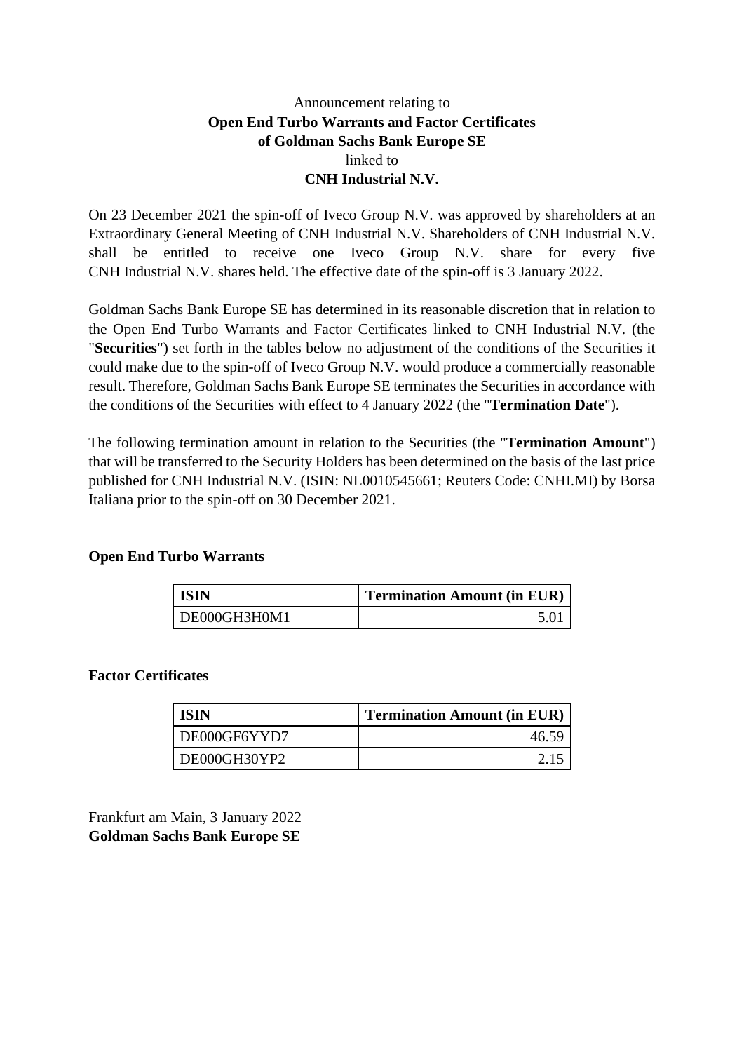Announcement relating to
**Open End Turbo Warrants and Factor Certificates**
**of Goldman Sachs Bank Europe SE**
linked to
**CNH Industrial N.V.**

On 23 December 2021 the spin-off of Iveco Group N.V. was approved by shareholders at an Extraordinary General Meeting of CNH Industrial N.V. Shareholders of CNH Industrial N.V. shall be entitled to receive one Iveco Group N.V. share for every five CNH Industrial N.V. shares held. The effective date of the spin-off is 3 January 2022.

Goldman Sachs Bank Europe SE has determined in its reasonable discretion that in relation to the Open End Turbo Warrants and Factor Certificates linked to CNH Industrial N.V. (the "**Securities**") set forth in the tables below no adjustment of the conditions of the Securities it could make due to the spin-off of Iveco Group N.V. would produce a commercially reasonable result. Therefore, Goldman Sachs Bank Europe SE terminates the Securities in accordance with the conditions of the Securities with effect to 4 January 2022 (the "**Termination Date**").

The following termination amount in relation to the Securities (the "**Termination Amount**") that will be transferred to the Security Holders has been determined on the basis of the last price published for CNH Industrial N.V. (ISIN: NL0010545661; Reuters Code: CNHI.MI) by Borsa Italiana prior to the spin-off on 30 December 2021.

**Open End Turbo Warrants**

| ISIN | Termination Amount (in EUR) |
|---|---:|
| DE000GH3H0M1 | 5.01 |

**Factor Certificates**

| ISIN | Termination Amount (in EUR) |
|---|---:|
| DE000GF6YYD7 | 46.59 |
| DE000GH30YP2 | 2.15 |

Frankfurt am Main, 3 January 2022
**Goldman Sachs Bank Europe SE**